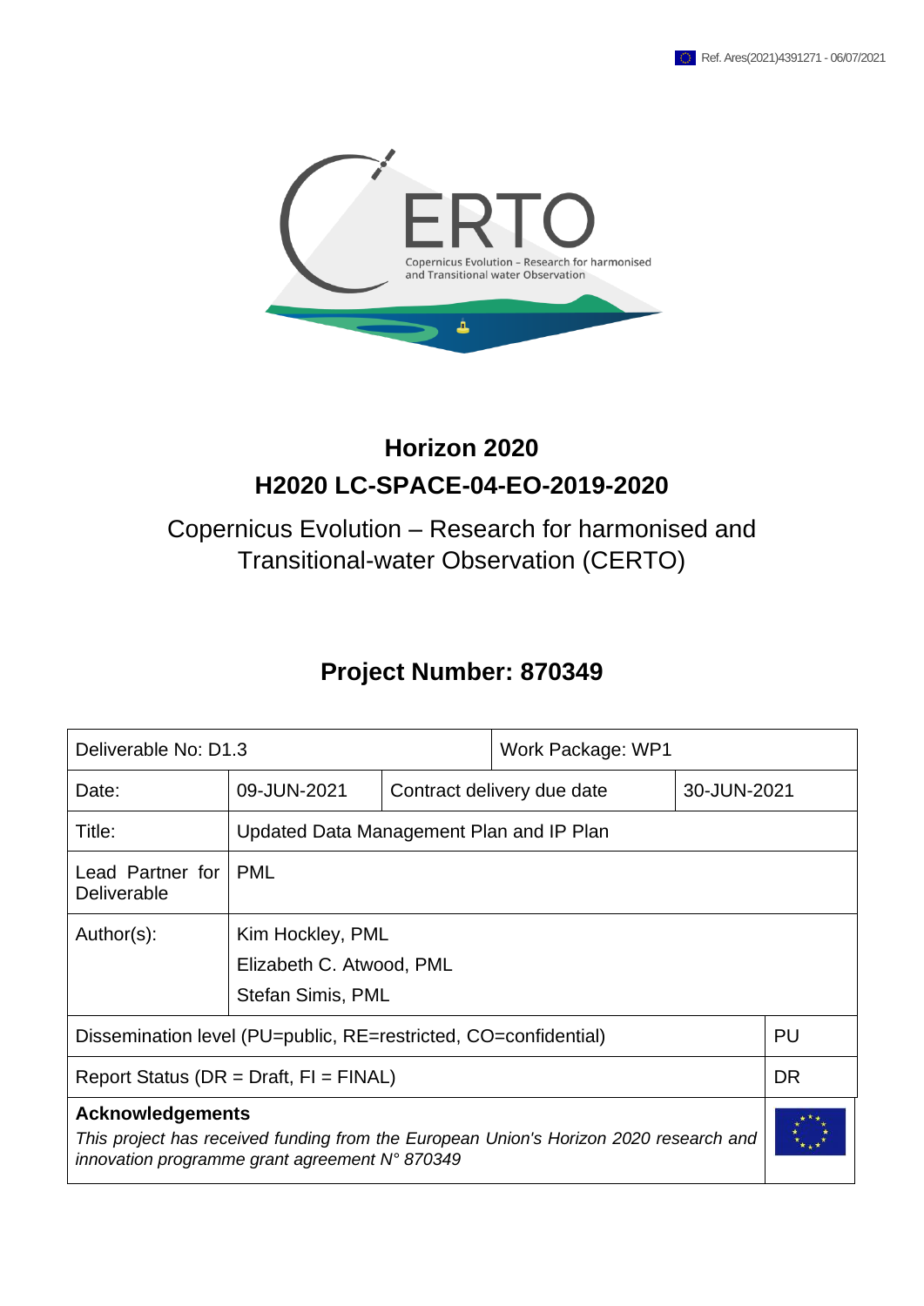Ref. Ares(2021)4391271 - 06/07/2021

# Horizon 2020

## H2020 LC-SPACE-04-EO-2019-2020

Copernicus Evolution – Research for harmonised and Transitional-water Observation (CERTO)

## Project Number: 870349

| Deliverable No: D1.3 | | Work Package: WP1 | |
|---|---|---|---|
| Date: | 09-JUN-2021 | Contract delivery due date | 30-JUN-2021 |
| Title: | Updated Data Management Plan and IP Plan | | |
| Lead Partner for Deliverable | PML | | |
| Author(s): | Kim Hockley, PML<br>Elizabeth C. Atwood, PML<br>Stefan Simis, PML | | |
| Dissemination level (PU=public, RE=restricted, CO=confidential) | | | PU |
| Report Status (DR = Draft, FI = FINAL) | | | DR |

**Acknowledgements**

*This project has received funding from the European Union's Horizon 2020 research and innovation programme grant agreement N° 870349*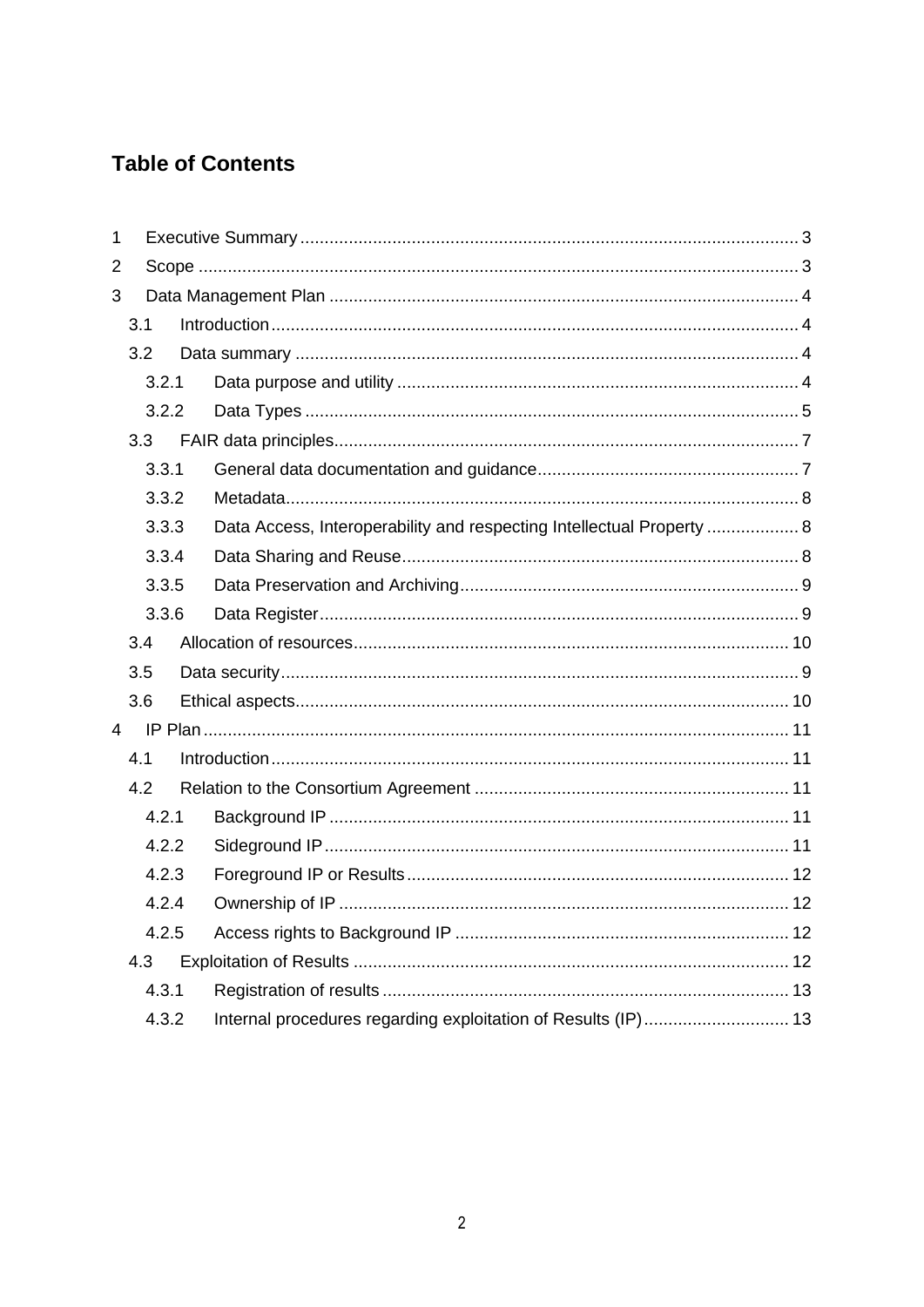# Table of Contents

1 Executive Summary ........................................................................................................ 3

2 Scope ........................................................................................................................... 3

3 Data Management Plan ................................................................................................ 4

  3.1 Introduction ............................................................................................................ 4

  3.2 Data summary ....................................................................................................... 4

    3.2.1 Data purpose and utility .................................................................................. 4

    3.2.2 Data Types ..................................................................................................... 5

  3.3 FAIR data principles ............................................................................................... 7

    3.3.1 General data documentation and guidance ...................................................... 7

    3.3.2 Metadata ......................................................................................................... 8

    3.3.3 Data Access, Interoperability and respecting Intellectual Property ................... 8

    3.3.4 Data Sharing and Reuse ................................................................................. 8

    3.3.5 Data Preservation and Archiving ..................................................................... 9

    3.3.6 Data Register .................................................................................................. 9

  3.4 Allocation of resources ......................................................................................... 10

  3.5 Data security .......................................................................................................... 9

  3.6 Ethical aspects ..................................................................................................... 10

4 IP Plan ........................................................................................................................ 11

  4.1 Introduction .......................................................................................................... 11

  4.2 Relation to the Consortium Agreement ................................................................. 11

    4.2.1 Background IP .............................................................................................. 11

    4.2.2 Sideground IP ............................................................................................... 11

    4.2.3 Foreground IP or Results .............................................................................. 12

    4.2.4 Ownership of IP ............................................................................................ 12

    4.2.5 Access rights to Background IP .................................................................... 12

  4.3 Exploitation of Results ......................................................................................... 12

    4.3.1 Registration of results ................................................................................... 13

    4.3.2 Internal procedures regarding exploitation of Results (IP) .............................. 13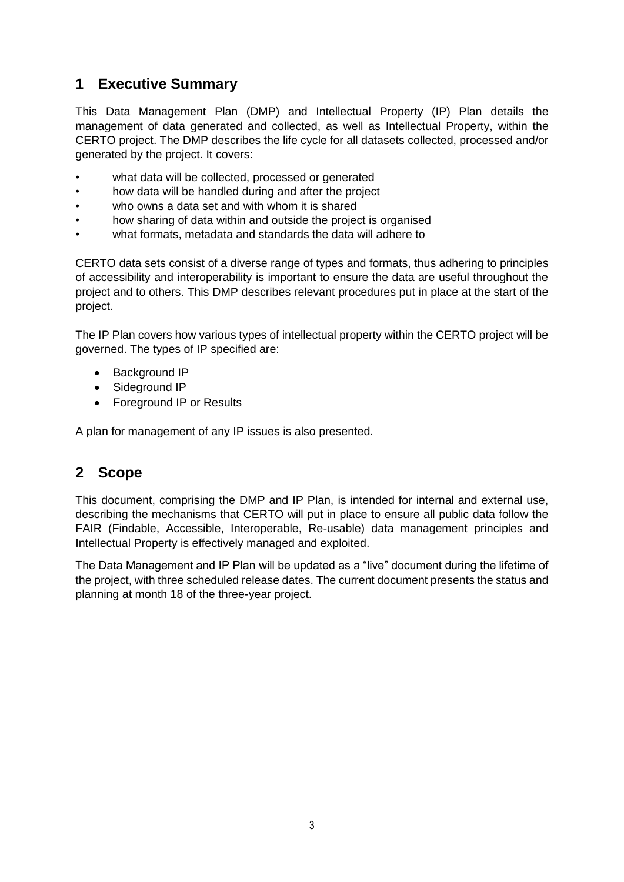# 1 Executive Summary

This Data Management Plan (DMP) and Intellectual Property (IP) Plan details the management of data generated and collected, as well as Intellectual Property, within the CERTO project. The DMP describes the life cycle for all datasets collected, processed and/or generated by the project. It covers:

- what data will be collected, processed or generated
- how data will be handled during and after the project
- who owns a data set and with whom it is shared
- how sharing of data within and outside the project is organised
- what formats, metadata and standards the data will adhere to

CERTO data sets consist of a diverse range of types and formats, thus adhering to principles of accessibility and interoperability is important to ensure the data are useful throughout the project and to others. This DMP describes relevant procedures put in place at the start of the project.

The IP Plan covers how various types of intellectual property within the CERTO project will be governed. The types of IP specified are:

- Background IP
- Sideground IP
- Foreground IP or Results

A plan for management of any IP issues is also presented.

# 2 Scope

This document, comprising the DMP and IP Plan, is intended for internal and external use, describing the mechanisms that CERTO will put in place to ensure all public data follow the FAIR (Findable, Accessible, Interoperable, Re-usable) data management principles and Intellectual Property is effectively managed and exploited.

The Data Management and IP Plan will be updated as a "live" document during the lifetime of the project, with three scheduled release dates. The current document presents the status and planning at month 18 of the three-year project.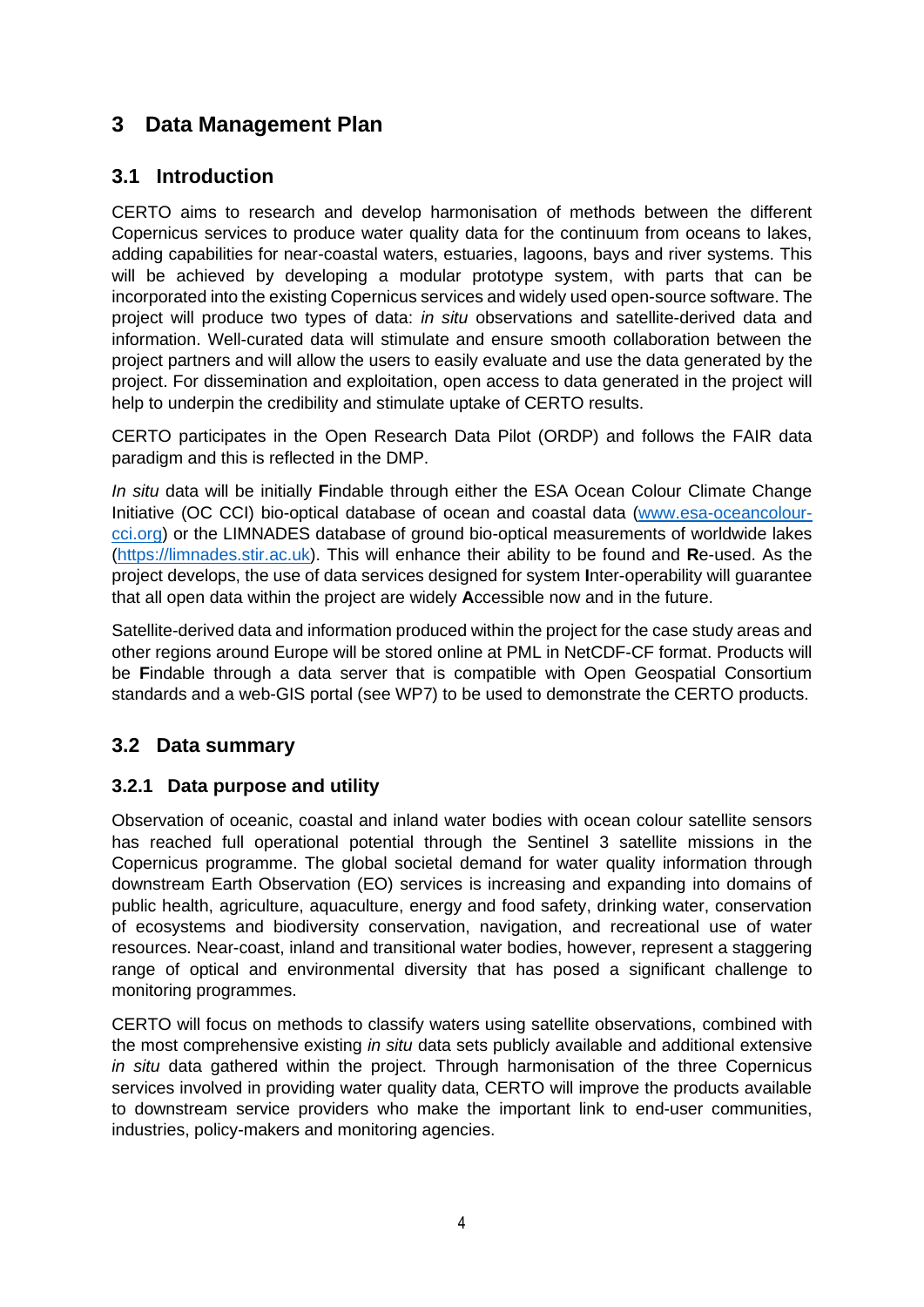# 3 Data Management Plan

## 3.1 Introduction

CERTO aims to research and develop harmonisation of methods between the different Copernicus services to produce water quality data for the continuum from oceans to lakes, adding capabilities for near-coastal waters, estuaries, lagoons, bays and river systems. This will be achieved by developing a modular prototype system, with parts that can be incorporated into the existing Copernicus services and widely used open-source software. The project will produce two types of data: *in situ* observations and satellite-derived data and information. Well-curated data will stimulate and ensure smooth collaboration between the project partners and will allow the users to easily evaluate and use the data generated by the project. For dissemination and exploitation, open access to data generated in the project will help to underpin the credibility and stimulate uptake of CERTO results.

CERTO participates in the Open Research Data Pilot (ORDP) and follows the FAIR data paradigm and this is reflected in the DMP.

*In situ* data will be initially **F**indable through either the ESA Ocean Colour Climate Change Initiative (OC CCI) bio-optical database of ocean and coastal data ([www.esa-oceancolour-cci.org](www.esa-oceancolour-cci.org)) or the LIMNADES database of ground bio-optical measurements of worldwide lakes ([https://limnades.stir.ac.uk](https://limnades.stir.ac.uk)). This will enhance their ability to be found and **R**e-used. As the project develops, the use of data services designed for system **I**nter-operability will guarantee that all open data within the project are widely **A**ccessible now and in the future.

Satellite-derived data and information produced within the project for the case study areas and other regions around Europe will be stored online at PML in NetCDF-CF format. Products will be **F**indable through a data server that is compatible with Open Geospatial Consortium standards and a web-GIS portal (see WP7) to be used to demonstrate the CERTO products.

## 3.2 Data summary

### 3.2.1 Data purpose and utility

Observation of oceanic, coastal and inland water bodies with ocean colour satellite sensors has reached full operational potential through the Sentinel 3 satellite missions in the Copernicus programme. The global societal demand for water quality information through downstream Earth Observation (EO) services is increasing and expanding into domains of public health, agriculture, aquaculture, energy and food safety, drinking water, conservation of ecosystems and biodiversity conservation, navigation, and recreational use of water resources. Near-coast, inland and transitional water bodies, however, represent a staggering range of optical and environmental diversity that has posed a significant challenge to monitoring programmes.

CERTO will focus on methods to classify waters using satellite observations, combined with the most comprehensive existing *in situ* data sets publicly available and additional extensive *in situ* data gathered within the project. Through harmonisation of the three Copernicus services involved in providing water quality data, CERTO will improve the products available to downstream service providers who make the important link to end-user communities, industries, policy-makers and monitoring agencies.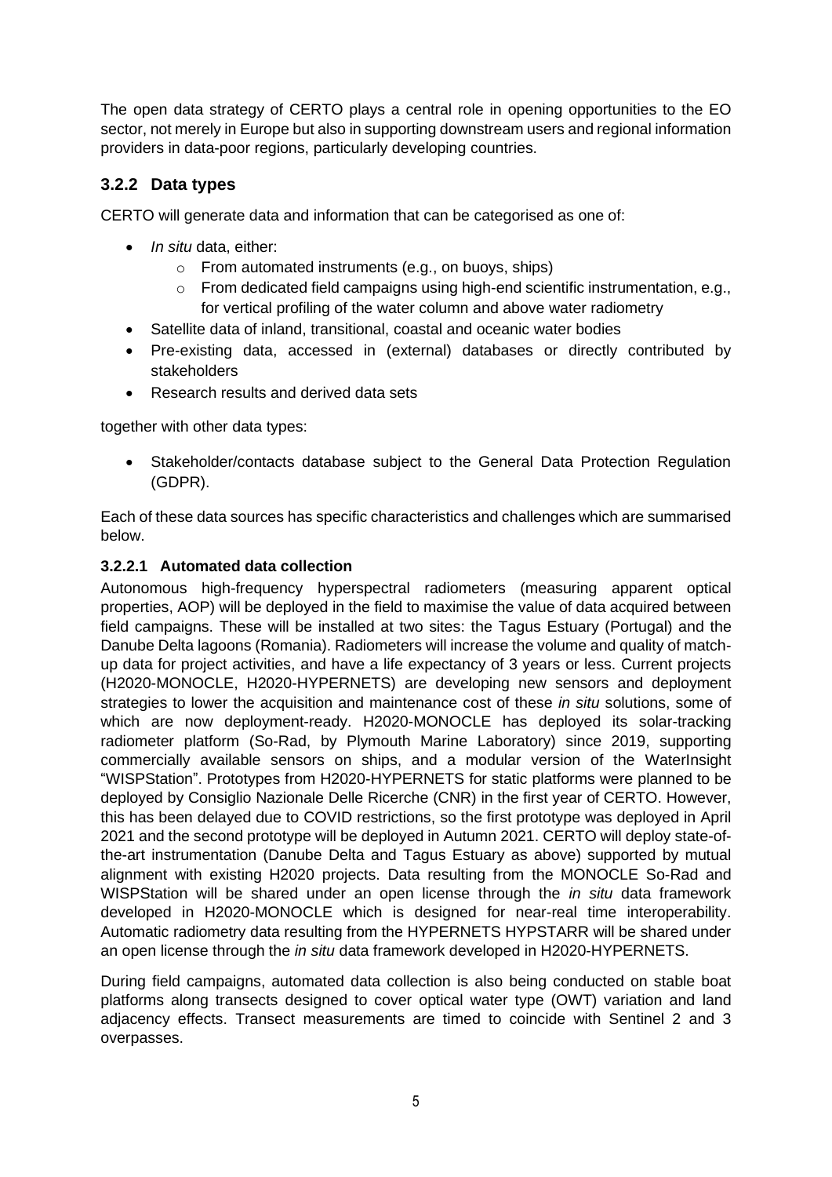The open data strategy of CERTO plays a central role in opening opportunities to the EO sector, not merely in Europe but also in supporting downstream users and regional information providers in data-poor regions, particularly developing countries.

## 3.2.2 Data types

CERTO will generate data and information that can be categorised as one of:

- *In situ* data, either:
  - From automated instruments (e.g., on buoys, ships)
  - From dedicated field campaigns using high-end scientific instrumentation, e.g., for vertical profiling of the water column and above water radiometry
- Satellite data of inland, transitional, coastal and oceanic water bodies
- Pre-existing data, accessed in (external) databases or directly contributed by stakeholders
- Research results and derived data sets

together with other data types:

- Stakeholder/contacts database subject to the General Data Protection Regulation (GDPR).

Each of these data sources has specific characteristics and challenges which are summarised below.

### 3.2.2.1 Automated data collection

Autonomous high-frequency hyperspectral radiometers (measuring apparent optical properties, AOP) will be deployed in the field to maximise the value of data acquired between field campaigns. These will be installed at two sites: the Tagus Estuary (Portugal) and the Danube Delta lagoons (Romania). Radiometers will increase the volume and quality of match-up data for project activities, and have a life expectancy of 3 years or less. Current projects (H2020-MONOCLE, H2020-HYPERNETS) are developing new sensors and deployment strategies to lower the acquisition and maintenance cost of these *in situ* solutions, some of which are now deployment-ready. H2020-MONOCLE has deployed its solar-tracking radiometer platform (So-Rad, by Plymouth Marine Laboratory) since 2019, supporting commercially available sensors on ships, and a modular version of the WaterInsight "WISPStation". Prototypes from H2020-HYPERNETS for static platforms were planned to be deployed by Consiglio Nazionale Delle Ricerche (CNR) in the first year of CERTO. However, this has been delayed due to COVID restrictions, so the first prototype was deployed in April 2021 and the second prototype will be deployed in Autumn 2021. CERTO will deploy state-of-the-art instrumentation (Danube Delta and Tagus Estuary as above) supported by mutual alignment with existing H2020 projects. Data resulting from the MONOCLE So-Rad and WISPStation will be shared under an open license through the *in situ* data framework developed in H2020-MONOCLE which is designed for near-real time interoperability. Automatic radiometry data resulting from the HYPERNETS HYPSTARR will be shared under an open license through the *in situ* data framework developed in H2020-HYPERNETS.

During field campaigns, automated data collection is also being conducted on stable boat platforms along transects designed to cover optical water type (OWT) variation and land adjacency effects. Transect measurements are timed to coincide with Sentinel 2 and 3 overpasses.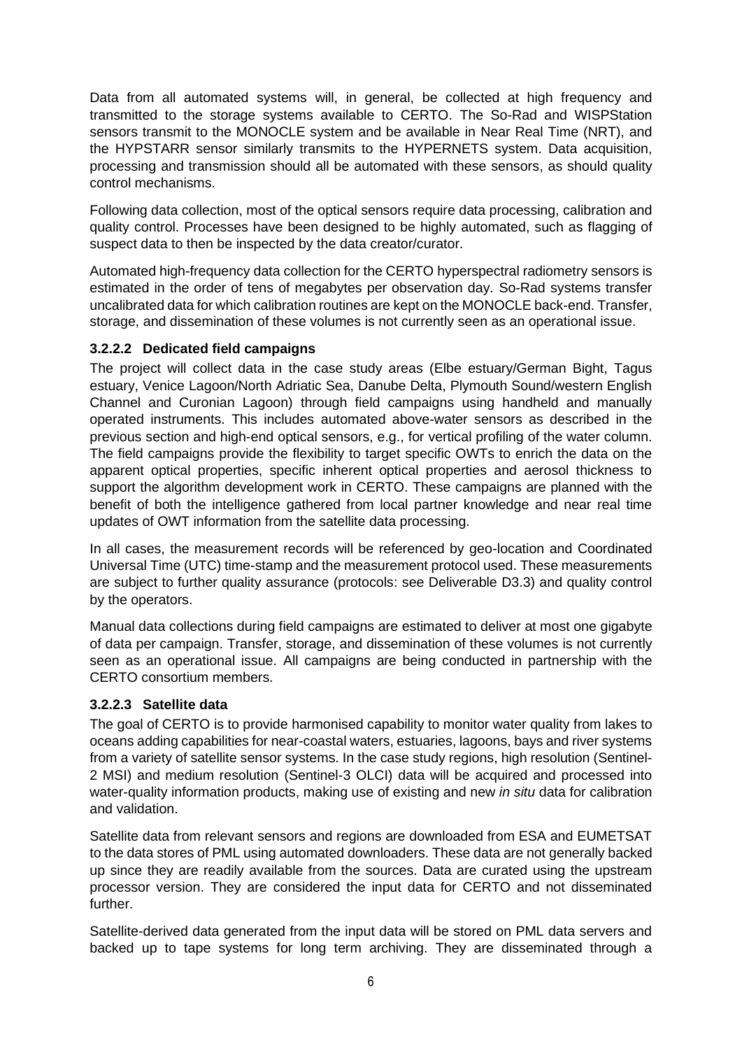Data from all automated systems will, in general, be collected at high frequency and transmitted to the storage systems available to CERTO. The So-Rad and WISPStation sensors transmit to the MONOCLE system and be available in Near Real Time (NRT), and the HYPSTARR sensor similarly transmits to the HYPERNETS system. Data acquisition, processing and transmission should all be automated with these sensors, as should quality control mechanisms.

Following data collection, most of the optical sensors require data processing, calibration and quality control. Processes have been designed to be highly automated, such as flagging of suspect data to then be inspected by the data creator/curator.

Automated high-frequency data collection for the CERTO hyperspectral radiometry sensors is estimated in the order of tens of megabytes per observation day. So-Rad systems transfer uncalibrated data for which calibration routines are kept on the MONOCLE back-end. Transfer, storage, and dissemination of these volumes is not currently seen as an operational issue.

#### 3.2.2.2 Dedicated field campaigns

The project will collect data in the case study areas (Elbe estuary/German Bight, Tagus estuary, Venice Lagoon/North Adriatic Sea, Danube Delta, Plymouth Sound/western English Channel and Curonian Lagoon) through field campaigns using handheld and manually operated instruments. This includes automated above-water sensors as described in the previous section and high-end optical sensors, e.g., for vertical profiling of the water column. The field campaigns provide the flexibility to target specific OWTs to enrich the data on the apparent optical properties, specific inherent optical properties and aerosol thickness to support the algorithm development work in CERTO. These campaigns are planned with the benefit of both the intelligence gathered from local partner knowledge and near real time updates of OWT information from the satellite data processing.

In all cases, the measurement records will be referenced by geo-location and Coordinated Universal Time (UTC) time-stamp and the measurement protocol used. These measurements are subject to further quality assurance (protocols: see Deliverable D3.3) and quality control by the operators.

Manual data collections during field campaigns are estimated to deliver at most one gigabyte of data per campaign. Transfer, storage, and dissemination of these volumes is not currently seen as an operational issue. All campaigns are being conducted in partnership with the CERTO consortium members.

#### 3.2.2.3 Satellite data

The goal of CERTO is to provide harmonised capability to monitor water quality from lakes to oceans adding capabilities for near-coastal waters, estuaries, lagoons, bays and river systems from a variety of satellite sensor systems. In the case study regions, high resolution (Sentinel-2 MSI) and medium resolution (Sentinel-3 OLCI) data will be acquired and processed into water-quality information products, making use of existing and new *in situ* data for calibration and validation.

Satellite data from relevant sensors and regions are downloaded from ESA and EUMETSAT to the data stores of PML using automated downloaders. These data are not generally backed up since they are readily available from the sources. Data are curated using the upstream processor version. They are considered the input data for CERTO and not disseminated further.

Satellite-derived data generated from the input data will be stored on PML data servers and backed up to tape systems for long term archiving. They are disseminated through a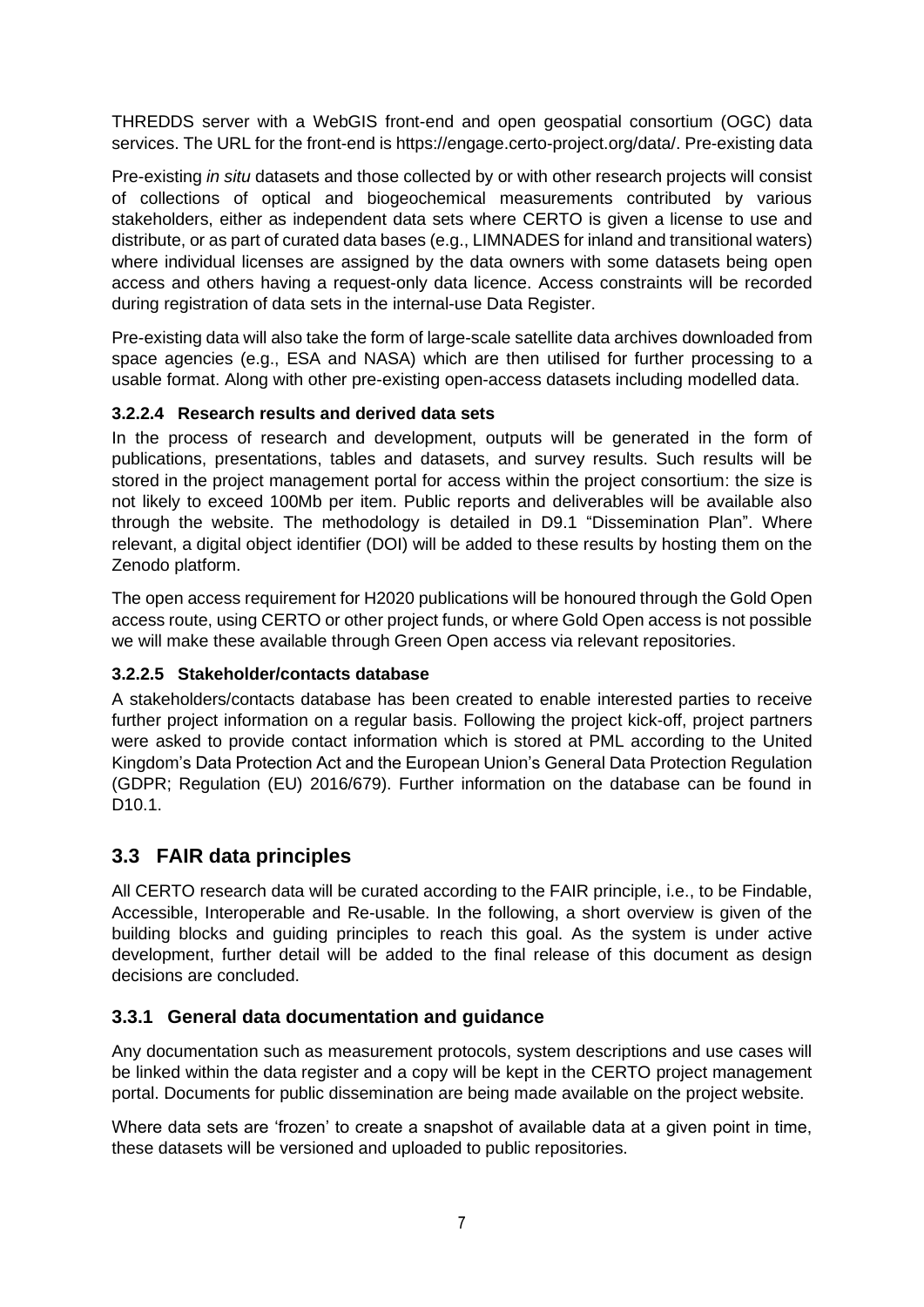THREDDS server with a WebGIS front-end and open geospatial consortium (OGC) data services. The URL for the front-end is https://engage.certo-project.org/data/. Pre-existing data

Pre-existing *in situ* datasets and those collected by or with other research projects will consist of collections of optical and biogeochemical measurements contributed by various stakeholders, either as independent data sets where CERTO is given a license to use and distribute, or as part of curated data bases (e.g., LIMNADES for inland and transitional waters) where individual licenses are assigned by the data owners with some datasets being open access and others having a request-only data licence. Access constraints will be recorded during registration of data sets in the internal-use Data Register.

Pre-existing data will also take the form of large-scale satellite data archives downloaded from space agencies (e.g., ESA and NASA) which are then utilised for further processing to a usable format. Along with other pre-existing open-access datasets including modelled data.

#### 3.2.2.4 Research results and derived data sets

In the process of research and development, outputs will be generated in the form of publications, presentations, tables and datasets, and survey results. Such results will be stored in the project management portal for access within the project consortium: the size is not likely to exceed 100Mb per item. Public reports and deliverables will be available also through the website. The methodology is detailed in D9.1 "Dissemination Plan". Where relevant, a digital object identifier (DOI) will be added to these results by hosting them on the Zenodo platform.

The open access requirement for H2020 publications will be honoured through the Gold Open access route, using CERTO or other project funds, or where Gold Open access is not possible we will make these available through Green Open access via relevant repositories.

#### 3.2.2.5 Stakeholder/contacts database

A stakeholders/contacts database has been created to enable interested parties to receive further project information on a regular basis. Following the project kick-off, project partners were asked to provide contact information which is stored at PML according to the United Kingdom's Data Protection Act and the European Union's General Data Protection Regulation (GDPR; Regulation (EU) 2016/679). Further information on the database can be found in D10.1.

## 3.3 FAIR data principles

All CERTO research data will be curated according to the FAIR principle, i.e., to be Findable, Accessible, Interoperable and Re-usable. In the following, a short overview is given of the building blocks and guiding principles to reach this goal. As the system is under active development, further detail will be added to the final release of this document as design decisions are concluded.

### 3.3.1 General data documentation and guidance

Any documentation such as measurement protocols, system descriptions and use cases will be linked within the data register and a copy will be kept in the CERTO project management portal. Documents for public dissemination are being made available on the project website.

Where data sets are 'frozen' to create a snapshot of available data at a given point in time, these datasets will be versioned and uploaded to public repositories.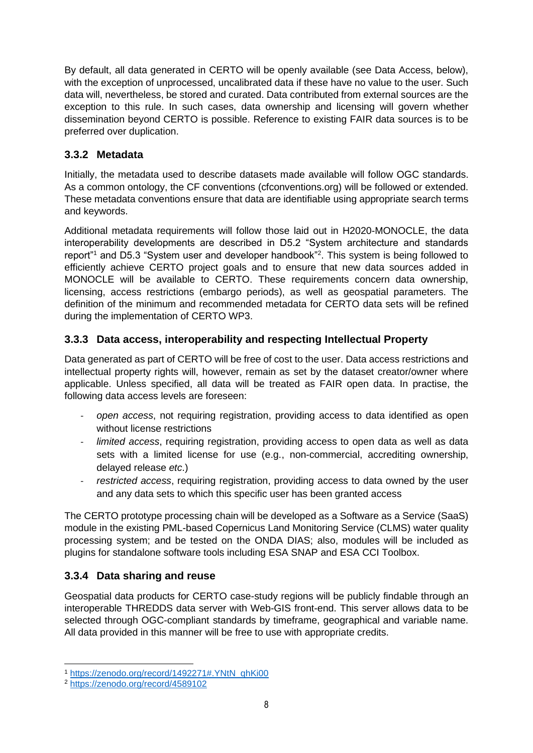By default, all data generated in CERTO will be openly available (see Data Access, below), with the exception of unprocessed, uncalibrated data if these have no value to the user. Such data will, nevertheless, be stored and curated. Data contributed from external sources are the exception to this rule. In such cases, data ownership and licensing will govern whether dissemination beyond CERTO is possible. Reference to existing FAIR data sources is to be preferred over duplication.

### 3.3.2 Metadata

Initially, the metadata used to describe datasets made available will follow OGC standards. As a common ontology, the CF conventions (cfconventions.org) will be followed or extended. These metadata conventions ensure that data are identifiable using appropriate search terms and keywords.

Additional metadata requirements will follow those laid out in H2020-MONOCLE, the data interoperability developments are described in D5.2 "System architecture and standards report"[1] and D5.3 "System user and developer handbook"[2]. This system is being followed to efficiently achieve CERTO project goals and to ensure that new data sources added in MONOCLE will be available to CERTO. These requirements concern data ownership, licensing, access restrictions (embargo periods), as well as geospatial parameters. The definition of the minimum and recommended metadata for CERTO data sets will be refined during the implementation of CERTO WP3.

### 3.3.3 Data access, interoperability and respecting Intellectual Property

Data generated as part of CERTO will be free of cost to the user. Data access restrictions and intellectual property rights will, however, remain as set by the dataset creator/owner where applicable. Unless specified, all data will be treated as FAIR open data. In practise, the following data access levels are foreseen:

- *open access*, not requiring registration, providing access to data identified as open without license restrictions
- *limited access*, requiring registration, providing access to open data as well as data sets with a limited license for use (e.g., non-commercial, accrediting ownership, delayed release *etc.*)
- *restricted access*, requiring registration, providing access to data owned by the user and any data sets to which this specific user has been granted access

The CERTO prototype processing chain will be developed as a Software as a Service (SaaS) module in the existing PML-based Copernicus Land Monitoring Service (CLMS) water quality processing system; and be tested on the ONDA DIAS; also, modules will be included as plugins for standalone software tools including ESA SNAP and ESA CCI Toolbox.

### 3.3.4 Data sharing and reuse

Geospatial data products for CERTO case-study regions will be publicly findable through an interoperable THREDDS data server with Web-GIS front-end. This server allows data to be selected through OGC-compliant standards by timeframe, geographical and variable name. All data provided in this manner will be free to use with appropriate credits.

---

[1] https://zenodo.org/record/1492271#.YNtN_qhKi00

[2] https://zenodo.org/record/4589102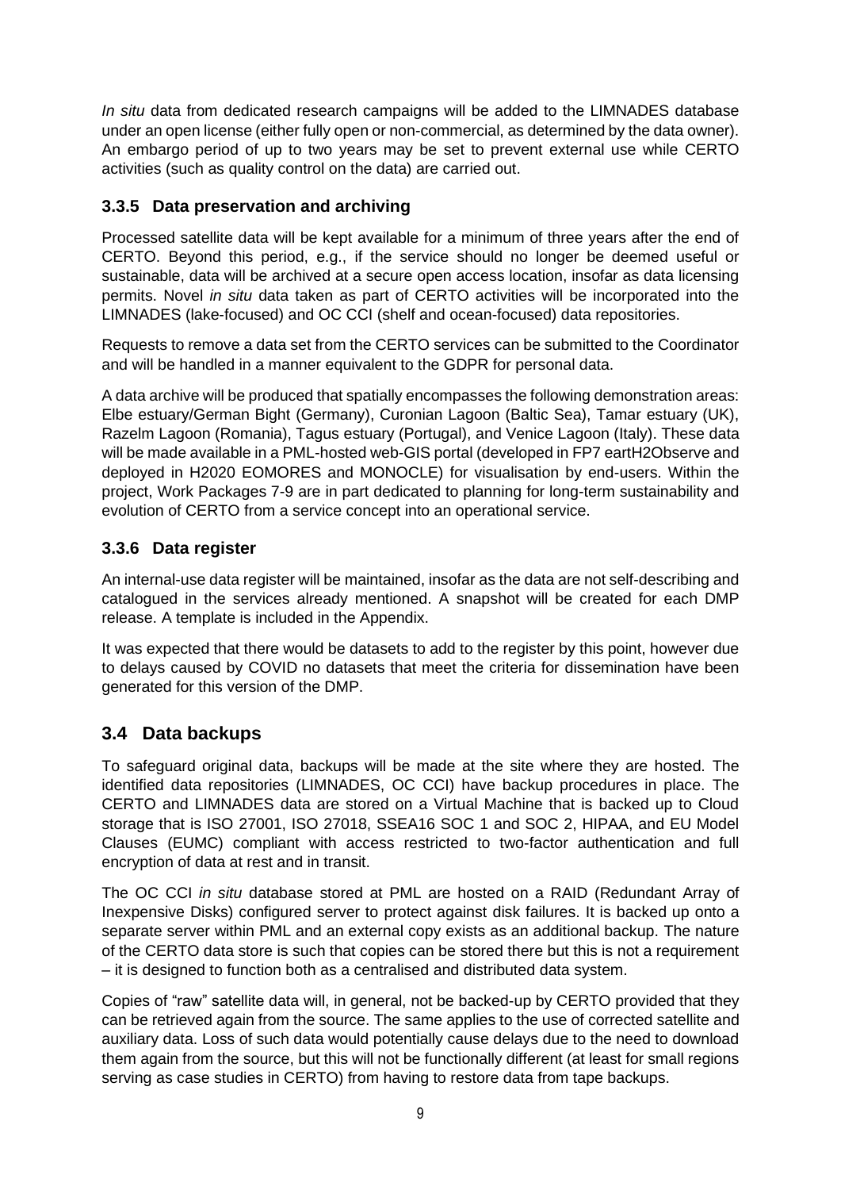*In situ* data from dedicated research campaigns will be added to the LIMNADES database under an open license (either fully open or non-commercial, as determined by the data owner). An embargo period of up to two years may be set to prevent external use while CERTO activities (such as quality control on the data) are carried out.

### 3.3.5 Data preservation and archiving

Processed satellite data will be kept available for a minimum of three years after the end of CERTO. Beyond this period, e.g., if the service should no longer be deemed useful or sustainable, data will be archived at a secure open access location, insofar as data licensing permits. Novel *in situ* data taken as part of CERTO activities will be incorporated into the LIMNADES (lake-focused) and OC CCI (shelf and ocean-focused) data repositories.

Requests to remove a data set from the CERTO services can be submitted to the Coordinator and will be handled in a manner equivalent to the GDPR for personal data.

A data archive will be produced that spatially encompasses the following demonstration areas: Elbe estuary/German Bight (Germany), Curonian Lagoon (Baltic Sea), Tamar estuary (UK), Razelm Lagoon (Romania), Tagus estuary (Portugal), and Venice Lagoon (Italy). These data will be made available in a PML-hosted web-GIS portal (developed in FP7 eartH2Observe and deployed in H2020 EOMORES and MONOCLE) for visualisation by end-users. Within the project, Work Packages 7-9 are in part dedicated to planning for long-term sustainability and evolution of CERTO from a service concept into an operational service.

### 3.3.6 Data register

An internal-use data register will be maintained, insofar as the data are not self-describing and catalogued in the services already mentioned. A snapshot will be created for each DMP release. A template is included in the Appendix.

It was expected that there would be datasets to add to the register by this point, however due to delays caused by COVID no datasets that meet the criteria for dissemination have been generated for this version of the DMP.

## 3.4 Data backups

To safeguard original data, backups will be made at the site where they are hosted. The identified data repositories (LIMNADES, OC CCI) have backup procedures in place. The CERTO and LIMNADES data are stored on a Virtual Machine that is backed up to Cloud storage that is ISO 27001, ISO 27018, SSEA16 SOC 1 and SOC 2, HIPAA, and EU Model Clauses (EUMC) compliant with access restricted to two-factor authentication and full encryption of data at rest and in transit.

The OC CCI *in situ* database stored at PML are hosted on a RAID (Redundant Array of Inexpensive Disks) configured server to protect against disk failures. It is backed up onto a separate server within PML and an external copy exists as an additional backup. The nature of the CERTO data store is such that copies can be stored there but this is not a requirement – it is designed to function both as a centralised and distributed data system.

Copies of "raw" satellite data will, in general, not be backed-up by CERTO provided that they can be retrieved again from the source. The same applies to the use of corrected satellite and auxiliary data. Loss of such data would potentially cause delays due to the need to download them again from the source, but this will not be functionally different (at least for small regions serving as case studies in CERTO) from having to restore data from tape backups.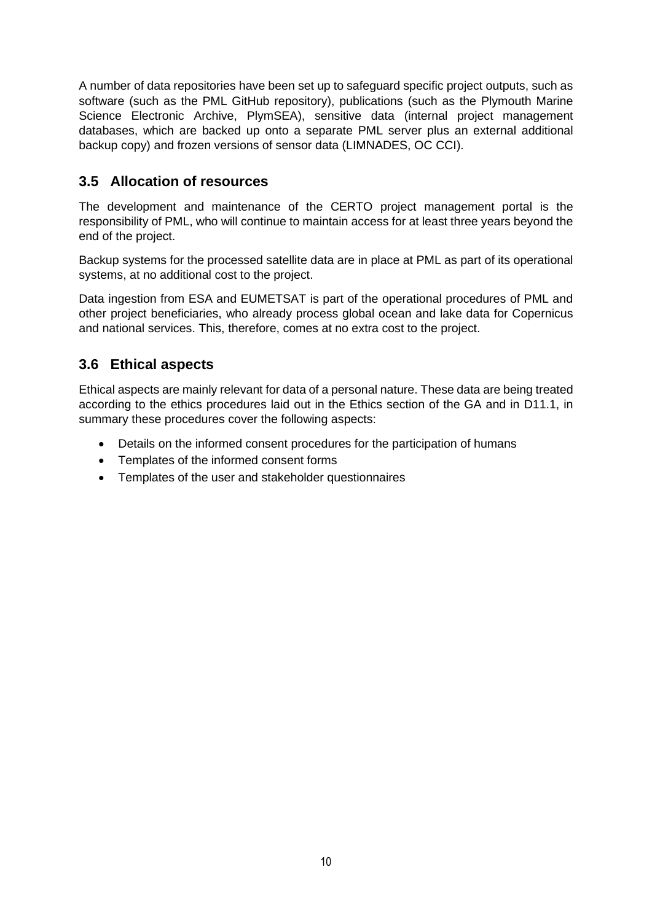A number of data repositories have been set up to safeguard specific project outputs, such as software (such as the PML GitHub repository), publications (such as the Plymouth Marine Science Electronic Archive, PlymSEA), sensitive data (internal project management databases, which are backed up onto a separate PML server plus an external additional backup copy) and frozen versions of sensor data (LIMNADES, OC CCI).

## 3.5 Allocation of resources

The development and maintenance of the CERTO project management portal is the responsibility of PML, who will continue to maintain access for at least three years beyond the end of the project.

Backup systems for the processed satellite data are in place at PML as part of its operational systems, at no additional cost to the project.

Data ingestion from ESA and EUMETSAT is part of the operational procedures of PML and other project beneficiaries, who already process global ocean and lake data for Copernicus and national services. This, therefore, comes at no extra cost to the project.

## 3.6 Ethical aspects

Ethical aspects are mainly relevant for data of a personal nature. These data are being treated according to the ethics procedures laid out in the Ethics section of the GA and in D11.1, in summary these procedures cover the following aspects:

- Details on the informed consent procedures for the participation of humans
- Templates of the informed consent forms
- Templates of the user and stakeholder questionnaires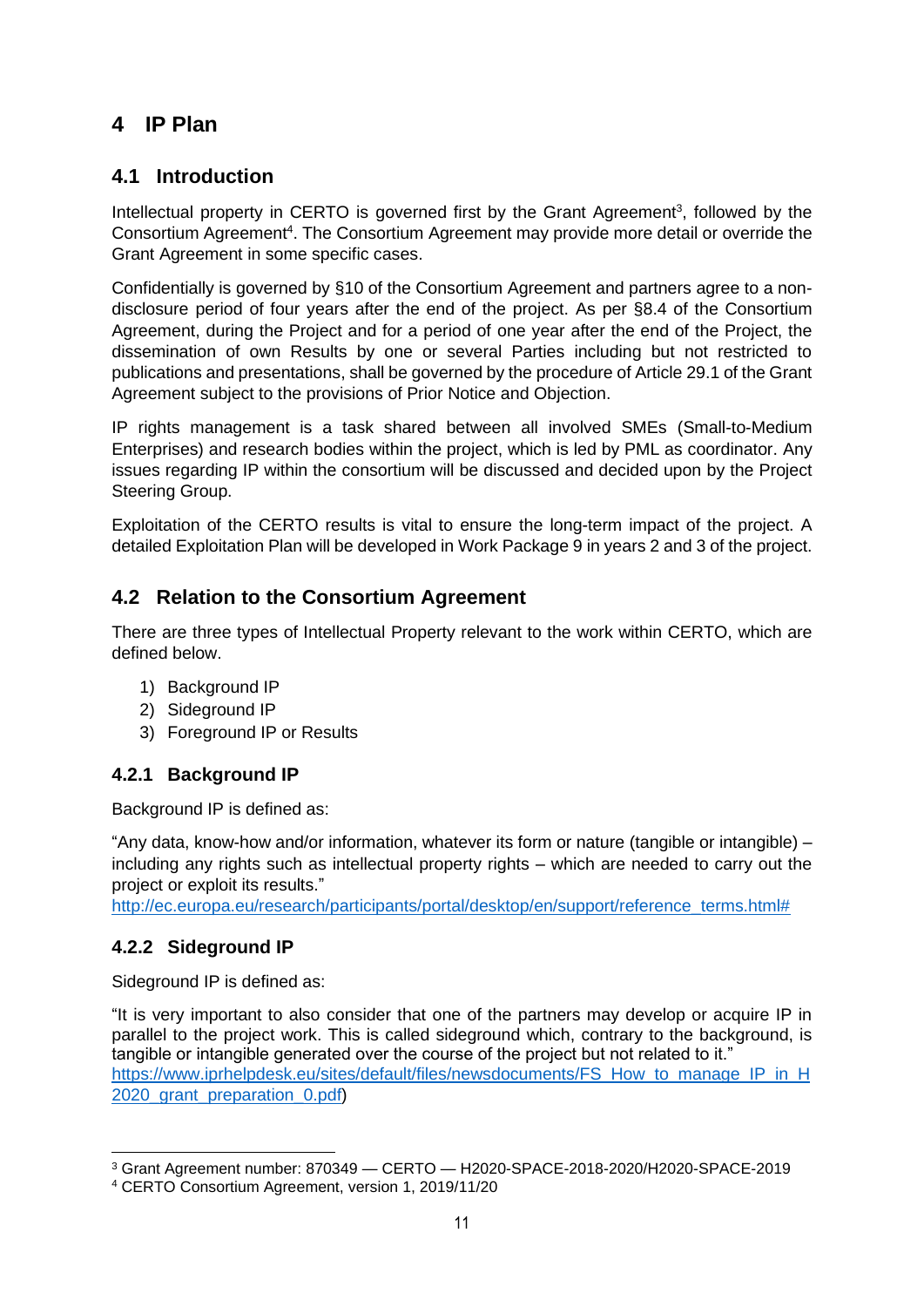# 4 IP Plan

## 4.1 Introduction

Intellectual property in CERTO is governed first by the Grant Agreement[3], followed by the Consortium Agreement[4]. The Consortium Agreement may provide more detail or override the Grant Agreement in some specific cases.

Confidentially is governed by §10 of the Consortium Agreement and partners agree to a non-disclosure period of four years after the end of the project. As per §8.4 of the Consortium Agreement, during the Project and for a period of one year after the end of the Project, the dissemination of own Results by one or several Parties including but not restricted to publications and presentations, shall be governed by the procedure of Article 29.1 of the Grant Agreement subject to the provisions of Prior Notice and Objection.

IP rights management is a task shared between all involved SMEs (Small-to-Medium Enterprises) and research bodies within the project, which is led by PML as coordinator. Any issues regarding IP within the consortium will be discussed and decided upon by the Project Steering Group.

Exploitation of the CERTO results is vital to ensure the long-term impact of the project. A detailed Exploitation Plan will be developed in Work Package 9 in years 2 and 3 of the project.

## 4.2 Relation to the Consortium Agreement

There are three types of Intellectual Property relevant to the work within CERTO, which are defined below.

1) Background IP
2) Sideground IP
3) Foreground IP or Results

### 4.2.1 Background IP

Background IP is defined as:

"Any data, know-how and/or information, whatever its form or nature (tangible or intangible) – including any rights such as intellectual property rights – which are needed to carry out the project or exploit its results."
http://ec.europa.eu/research/participants/portal/desktop/en/support/reference_terms.html#

### 4.2.2 Sideground IP

Sideground IP is defined as:

"It is very important to also consider that one of the partners may develop or acquire IP in parallel to the project work. This is called sideground which, contrary to the background, is tangible or intangible generated over the course of the project but not related to it."
https://www.iprhelpdesk.eu/sites/default/files/newsdocuments/FS_How_to_manage_IP_in_H2020_grant_preparation_0.pdf)

[3] Grant Agreement number: 870349 — CERTO — H2020-SPACE-2018-2020/H2020-SPACE-2019

[4] CERTO Consortium Agreement, version 1, 2019/11/20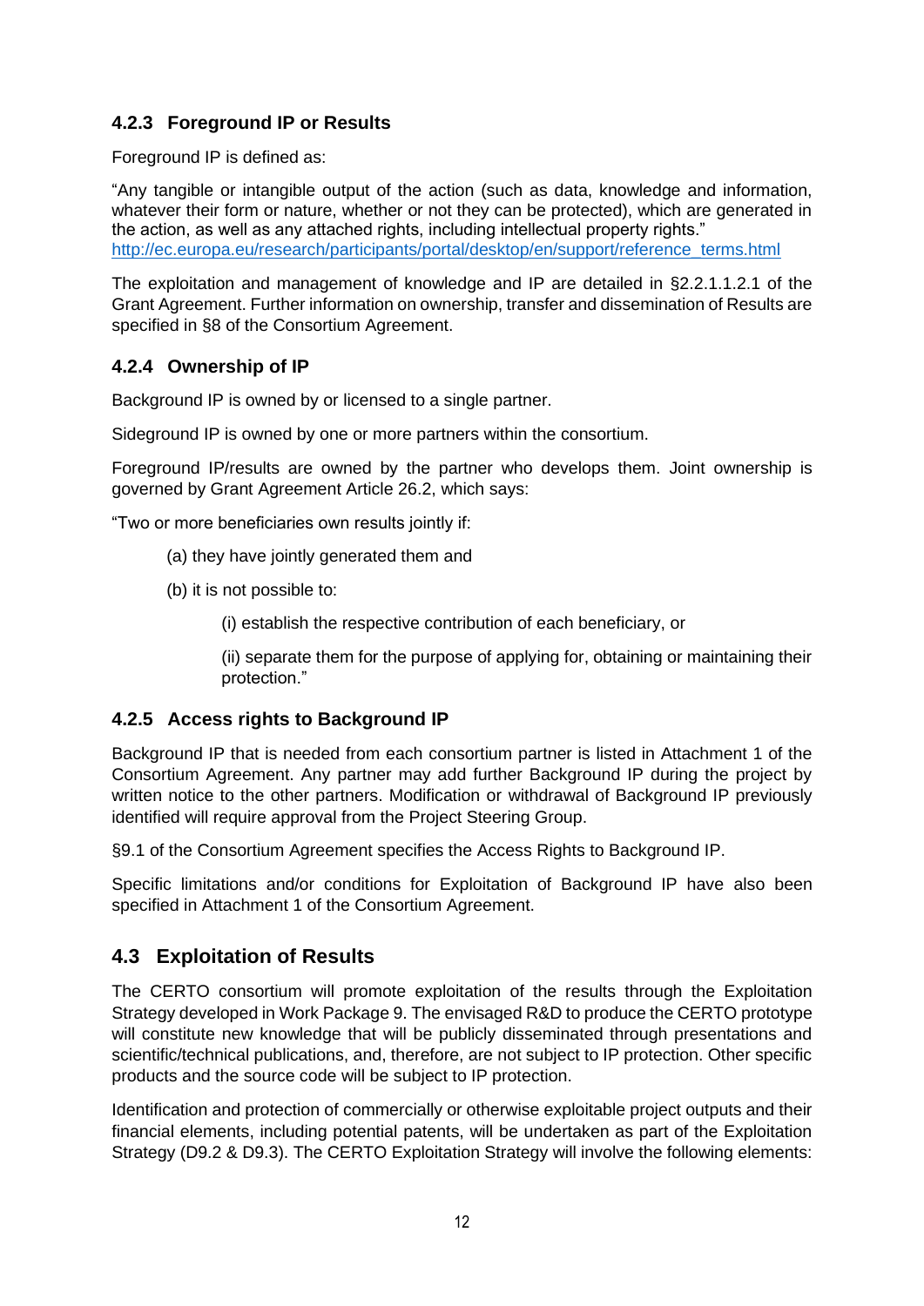### 4.2.3 Foreground IP or Results

Foreground IP is defined as:

"Any tangible or intangible output of the action (such as data, knowledge and information, whatever their form or nature, whether or not they can be protected), which are generated in the action, as well as any attached rights, including intellectual property rights."
http://ec.europa.eu/research/participants/portal/desktop/en/support/reference_terms.html

The exploitation and management of knowledge and IP are detailed in §2.2.1.1.2.1 of the Grant Agreement. Further information on ownership, transfer and dissemination of Results are specified in §8 of the Consortium Agreement.

### 4.2.4 Ownership of IP

Background IP is owned by or licensed to a single partner.

Sideground IP is owned by one or more partners within the consortium.

Foreground IP/results are owned by the partner who develops them. Joint ownership is governed by Grant Agreement Article 26.2, which says:

"Two or more beneficiaries own results jointly if:

(a) they have jointly generated them and

(b) it is not possible to:

(i) establish the respective contribution of each beneficiary, or

(ii) separate them for the purpose of applying for, obtaining or maintaining their protection."

### 4.2.5 Access rights to Background IP

Background IP that is needed from each consortium partner is listed in Attachment 1 of the Consortium Agreement. Any partner may add further Background IP during the project by written notice to the other partners. Modification or withdrawal of Background IP previously identified will require approval from the Project Steering Group.

§9.1 of the Consortium Agreement specifies the Access Rights to Background IP.

Specific limitations and/or conditions for Exploitation of Background IP have also been specified in Attachment 1 of the Consortium Agreement.

## 4.3 Exploitation of Results

The CERTO consortium will promote exploitation of the results through the Exploitation Strategy developed in Work Package 9. The envisaged R&D to produce the CERTO prototype will constitute new knowledge that will be publicly disseminated through presentations and scientific/technical publications, and, therefore, are not subject to IP protection. Other specific products and the source code will be subject to IP protection.

Identification and protection of commercially or otherwise exploitable project outputs and their financial elements, including potential patents, will be undertaken as part of the Exploitation Strategy (D9.2 & D9.3). The CERTO Exploitation Strategy will involve the following elements: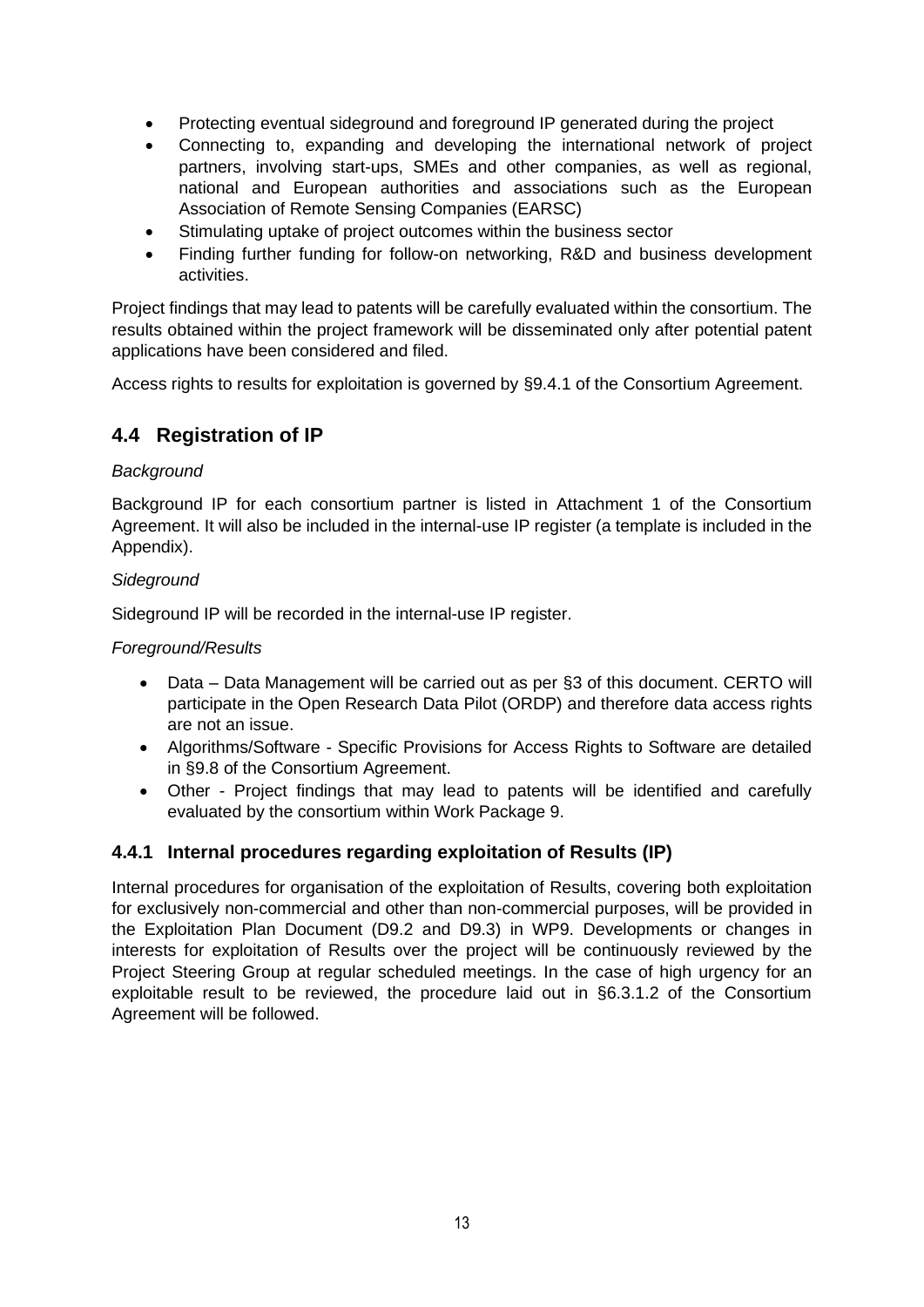- Protecting eventual sideground and foreground IP generated during the project
- Connecting to, expanding and developing the international network of project partners, involving start-ups, SMEs and other companies, as well as regional, national and European authorities and associations such as the European Association of Remote Sensing Companies (EARSC)
- Stimulating uptake of project outcomes within the business sector
- Finding further funding for follow-on networking, R&D and business development activities.

Project findings that may lead to patents will be carefully evaluated within the consortium. The results obtained within the project framework will be disseminated only after potential patent applications have been considered and filed.

Access rights to results for exploitation is governed by §9.4.1 of the Consortium Agreement.

## 4.4 Registration of IP

*Background*

Background IP for each consortium partner is listed in Attachment 1 of the Consortium Agreement. It will also be included in the internal-use IP register (a template is included in the Appendix).

*Sideground*

Sideground IP will be recorded in the internal-use IP register.

*Foreground/Results*

- Data – Data Management will be carried out as per §3 of this document. CERTO will participate in the Open Research Data Pilot (ORDP) and therefore data access rights are not an issue.
- Algorithms/Software - Specific Provisions for Access Rights to Software are detailed in §9.8 of the Consortium Agreement.
- Other - Project findings that may lead to patents will be identified and carefully evaluated by the consortium within Work Package 9.

### 4.4.1 Internal procedures regarding exploitation of Results (IP)

Internal procedures for organisation of the exploitation of Results, covering both exploitation for exclusively non-commercial and other than non-commercial purposes, will be provided in the Exploitation Plan Document (D9.2 and D9.3) in WP9. Developments or changes in interests for exploitation of Results over the project will be continuously reviewed by the Project Steering Group at regular scheduled meetings. In the case of high urgency for an exploitable result to be reviewed, the procedure laid out in §6.3.1.2 of the Consortium Agreement will be followed.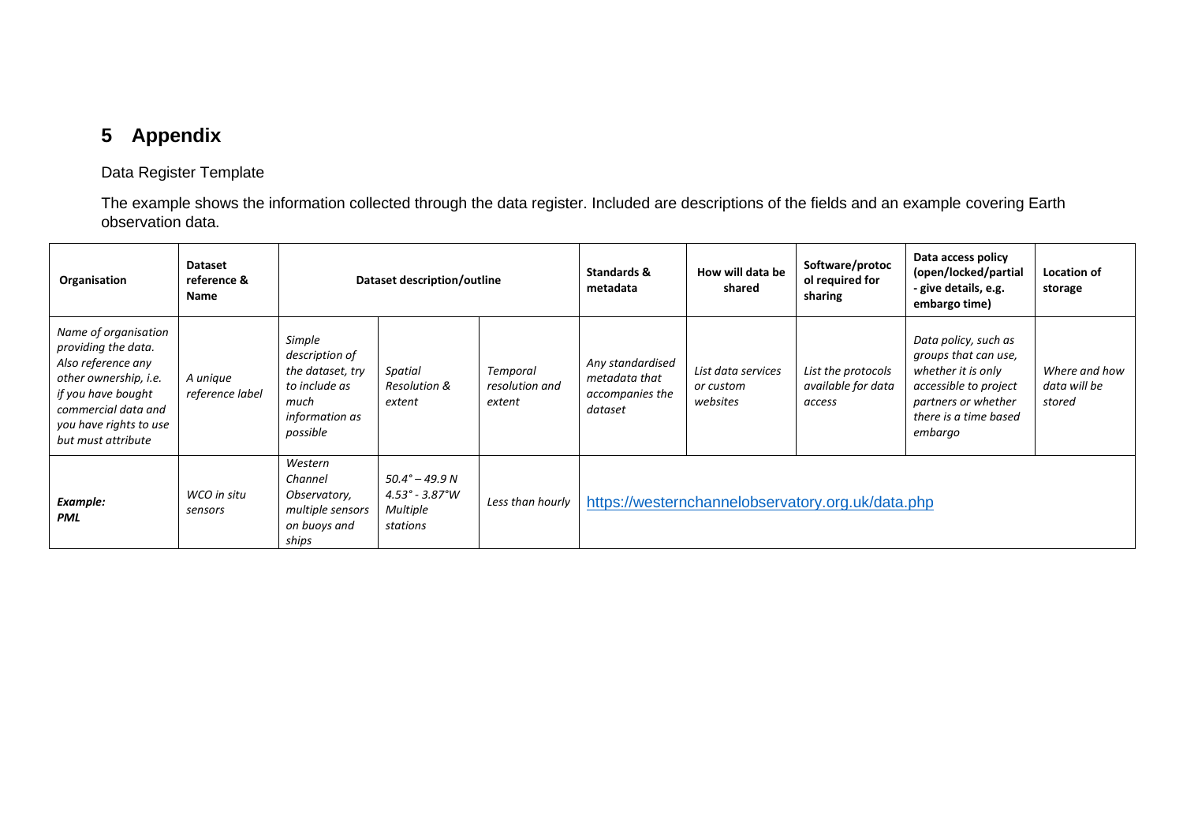# 5 Appendix

Data Register Template

The example shows the information collected through the data register. Included are descriptions of the fields and an example covering Earth observation data.

| Organisation | Dataset reference & Name | Dataset description/outline | | | Standards & metadata | How will data be shared | Software/protocol required for sharing | Data access policy (open/locked/partial - give details, e.g. embargo time) | Location of storage |
|---|---|---|---|---|---|---|---|---|---|
| *Name of organisation providing the data. Also reference any other ownership, i.e. if you have bought commercial data and you have rights to use but must attribute* | *A unique reference label* | *Simple description of the dataset, try to include as much information as possible* | *Spatial Resolution & extent* | *Temporal resolution and extent* | *Any standardised metadata that accompanies the dataset* | *List data services or custom websites* | *List the protocols available for data access* | *Data policy, such as groups that can use, whether it is only accessible to project partners or whether there is a time based embargo* | *Where and how data will be stored* |
| ***Example: PML*** | *WCO in situ sensors* | *Western Channel Observatory, multiple sensors on buoys and ships* | *50.4° – 49.9 N 4.53° - 3.87°W Multiple stations* | *Less than hourly* | https://westernchannelobservatory.org.uk/data.php | | | | |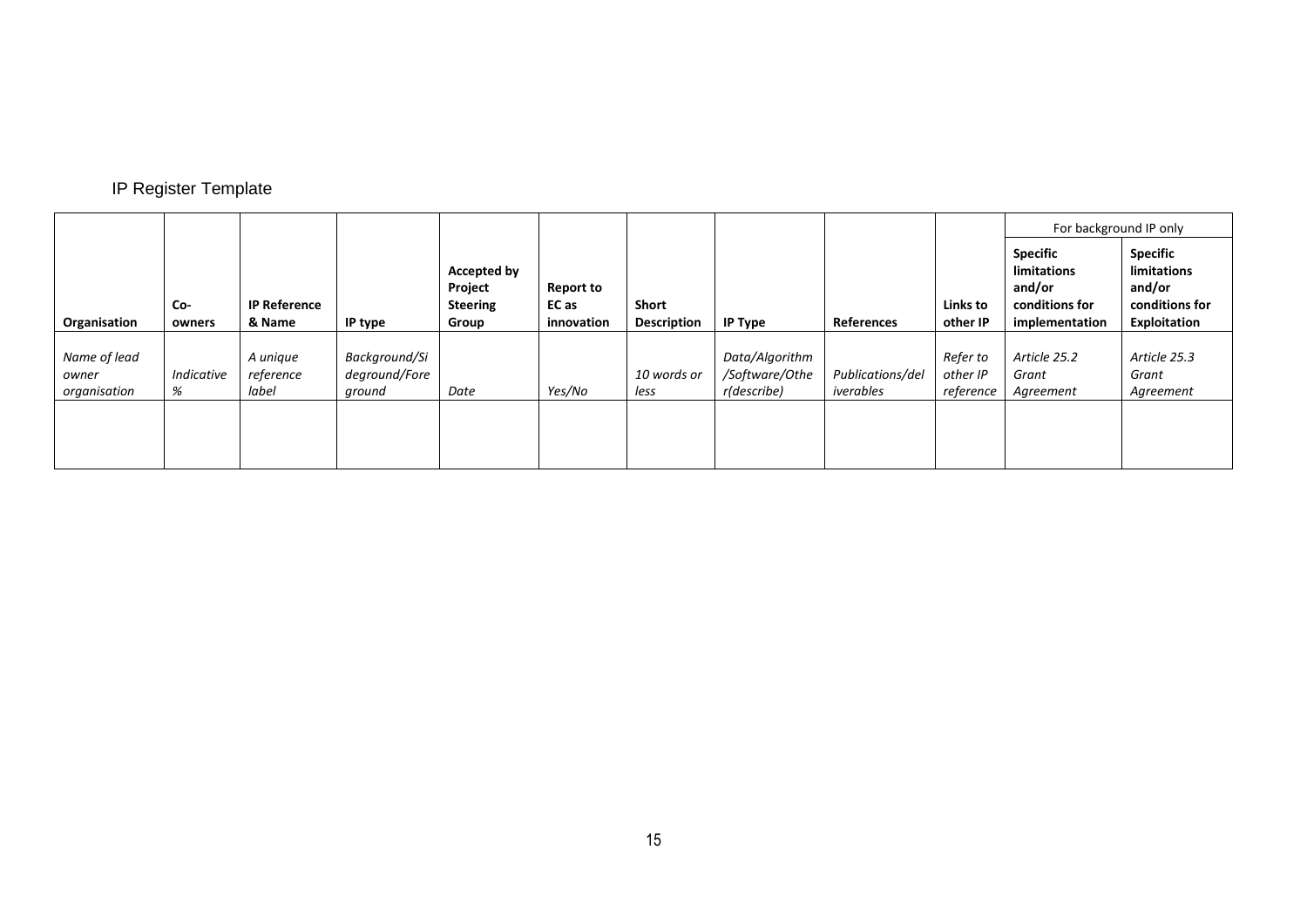IP Register Template

| | | | | | | | | | | For background IP only | |
|---|---|---|---|---|---|---|---|---|---|---|---|
| **Organisation** | **Co-owners** | **IP Reference & Name** | **IP type** | **Accepted by Project Steering Group** | **Report to EC as innovation** | **Short Description** | **IP Type** | **References** | **Links to other IP** | **Specific limitations and/or conditions for implementation** | **Specific limitations and/or conditions for Exploitation** |
| *Name of lead owner organisation* | *Indicative %* | *A unique reference label* | *Background/Sideground/Foreground* | *Date* | *Yes/No* | *10 words or less* | *Data/Algorithm/Software/Other(describe)* | *Publications/deliverables* | *Refer to other IP reference* | *Article 25.2 Grant Agreement* | *Article 25.3 Grant Agreement* |
| | | | | | | | | | | | |